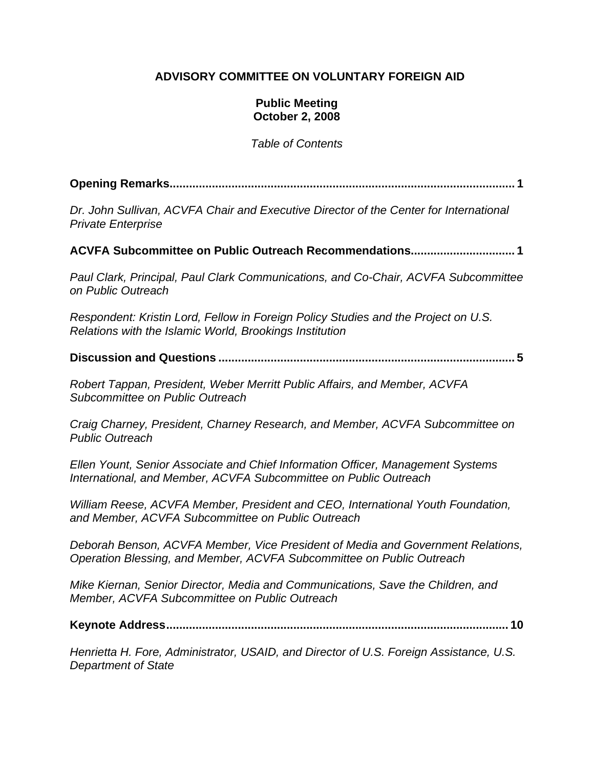# ADVISORY COMMITTEE ON VOLUNTARY FOREIGN AID

**Public Meeting**
**October 2, 2008**

*Table of Contents*

**Opening Remarks........................................................................................................ 1**

*Dr. John Sullivan, ACVFA Chair and Executive Director of the Center for International Private Enterprise*

**ACVFA Subcommittee on Public Outreach Recommendations................................ 1**

*Paul Clark, Principal, Paul Clark Communications, and Co-Chair, ACVFA Subcommittee on Public Outreach*

*Respondent: Kristin Lord, Fellow in Foreign Policy Studies and the Project on U.S. Relations with the Islamic World, Brookings Institution*

**Discussion and Questions .......................................................................................... 5**

*Robert Tappan, President, Weber Merritt Public Affairs, and Member, ACVFA Subcommittee on Public Outreach*

*Craig Charney, President, Charney Research, and Member, ACVFA Subcommittee on Public Outreach*

*Ellen Yount, Senior Associate and Chief Information Officer, Management Systems International, and Member, ACVFA Subcommittee on Public Outreach*

*William Reese, ACVFA Member, President and CEO, International Youth Foundation, and Member, ACVFA Subcommittee on Public Outreach*

*Deborah Benson, ACVFA Member, Vice President of Media and Government Relations, Operation Blessing, and Member, ACVFA Subcommittee on Public Outreach*

*Mike Kiernan, Senior Director, Media and Communications, Save the Children, and Member, ACVFA Subcommittee on Public Outreach*

**Keynote Address....................................................................................................... 10**

*Henrietta H. Fore, Administrator, USAID, and Director of U.S. Foreign Assistance, U.S. Department of State*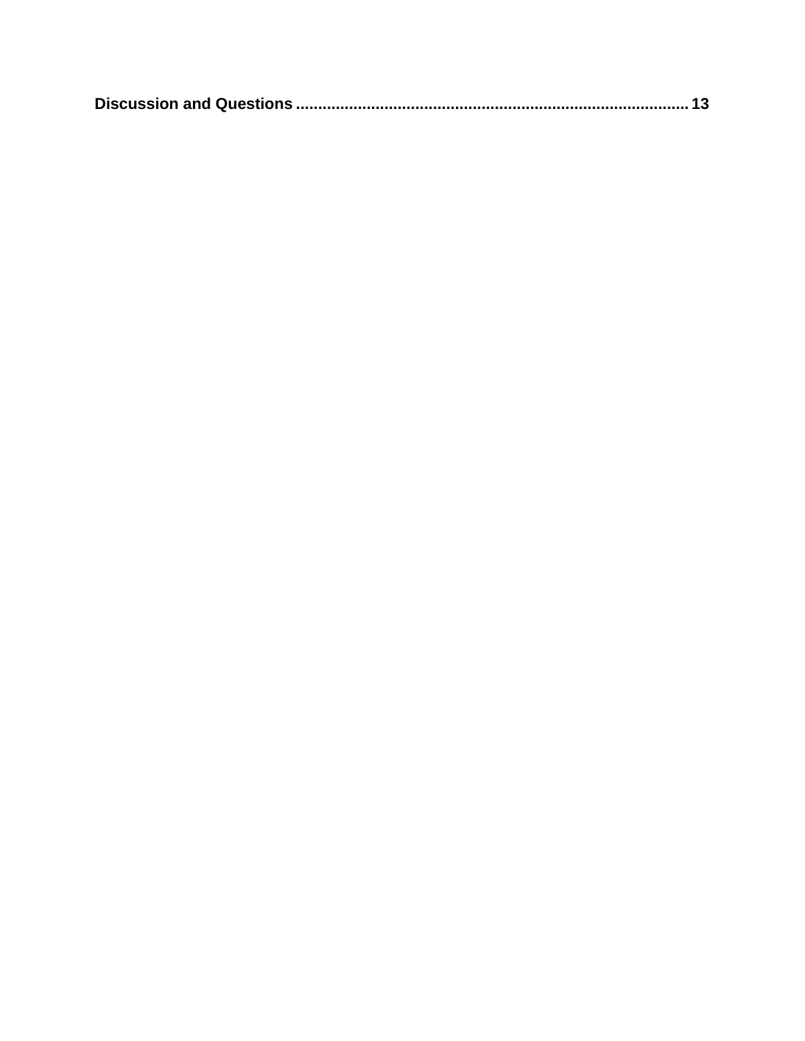**Discussion and Questions** .......................................................................................... 13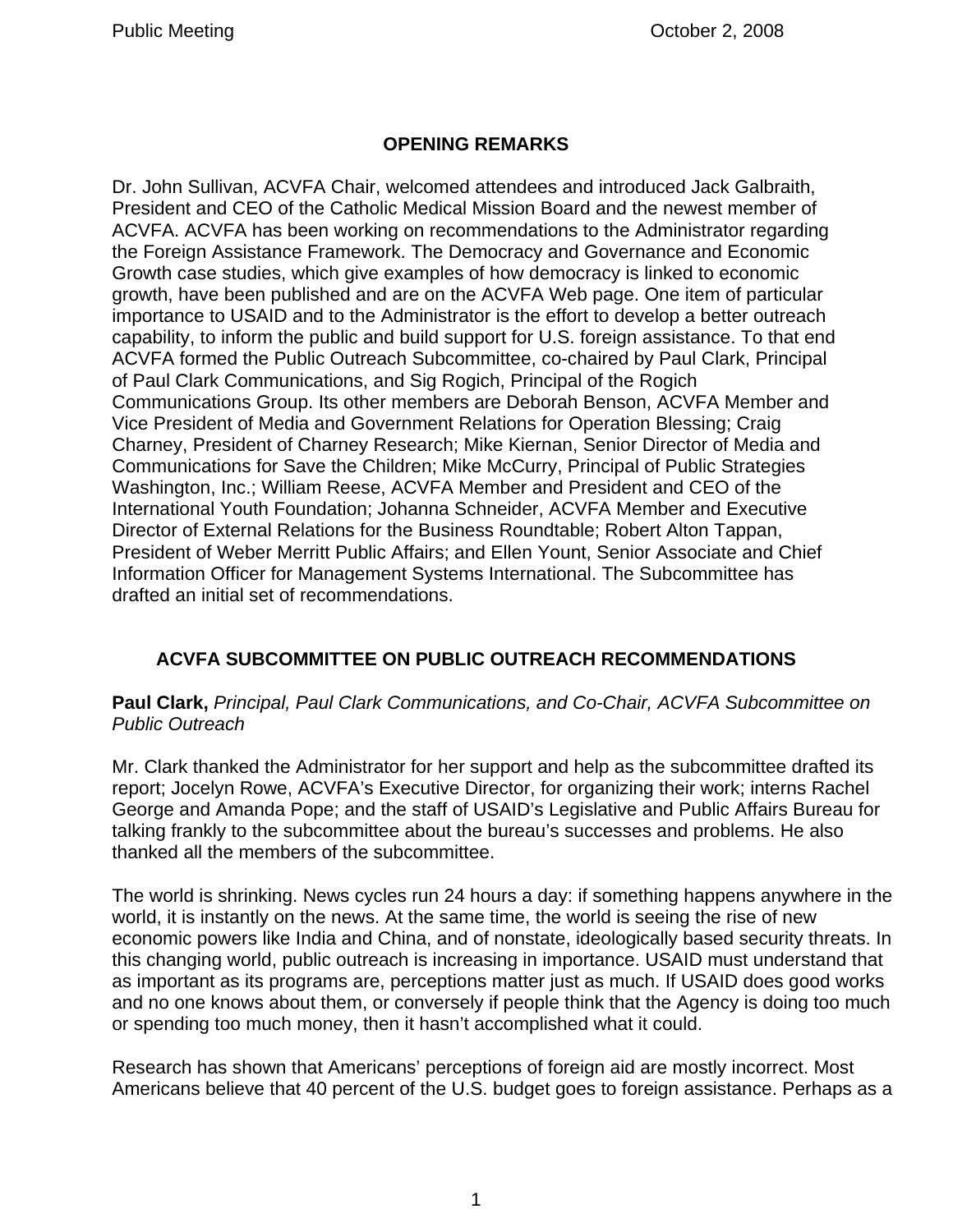## OPENING REMARKS

Dr. John Sullivan, ACVFA Chair, welcomed attendees and introduced Jack Galbraith, President and CEO of the Catholic Medical Mission Board and the newest member of ACVFA. ACVFA has been working on recommendations to the Administrator regarding the Foreign Assistance Framework. The Democracy and Governance and Economic Growth case studies, which give examples of how democracy is linked to economic growth, have been published and are on the ACVFA Web page. One item of particular importance to USAID and to the Administrator is the effort to develop a better outreach capability, to inform the public and build support for U.S. foreign assistance. To that end ACVFA formed the Public Outreach Subcommittee, co-chaired by Paul Clark, Principal of Paul Clark Communications, and Sig Rogich, Principal of the Rogich Communications Group. Its other members are Deborah Benson, ACVFA Member and Vice President of Media and Government Relations for Operation Blessing; Craig Charney, President of Charney Research; Mike Kiernan, Senior Director of Media and Communications for Save the Children; Mike McCurry, Principal of Public Strategies Washington, Inc.; William Reese, ACVFA Member and President and CEO of the International Youth Foundation; Johanna Schneider, ACVFA Member and Executive Director of External Relations for the Business Roundtable; Robert Alton Tappan, President of Weber Merritt Public Affairs; and Ellen Yount, Senior Associate and Chief Information Officer for Management Systems International. The Subcommittee has drafted an initial set of recommendations.

## ACVFA SUBCOMMITTEE ON PUBLIC OUTREACH RECOMMENDATIONS

**Paul Clark,** *Principal, Paul Clark Communications, and Co-Chair, ACVFA Subcommittee on Public Outreach*

Mr. Clark thanked the Administrator for her support and help as the subcommittee drafted its report; Jocelyn Rowe, ACVFA's Executive Director, for organizing their work; interns Rachel George and Amanda Pope; and the staff of USAID's Legislative and Public Affairs Bureau for talking frankly to the subcommittee about the bureau's successes and problems. He also thanked all the members of the subcommittee.

The world is shrinking. News cycles run 24 hours a day: if something happens anywhere in the world, it is instantly on the news. At the same time, the world is seeing the rise of new economic powers like India and China, and of nonstate, ideologically based security threats. In this changing world, public outreach is increasing in importance. USAID must understand that as important as its programs are, perceptions matter just as much. If USAID does good works and no one knows about them, or conversely if people think that the Agency is doing too much or spending too much money, then it hasn't accomplished what it could.

Research has shown that Americans' perceptions of foreign aid are mostly incorrect. Most Americans believe that 40 percent of the U.S. budget goes to foreign assistance. Perhaps as a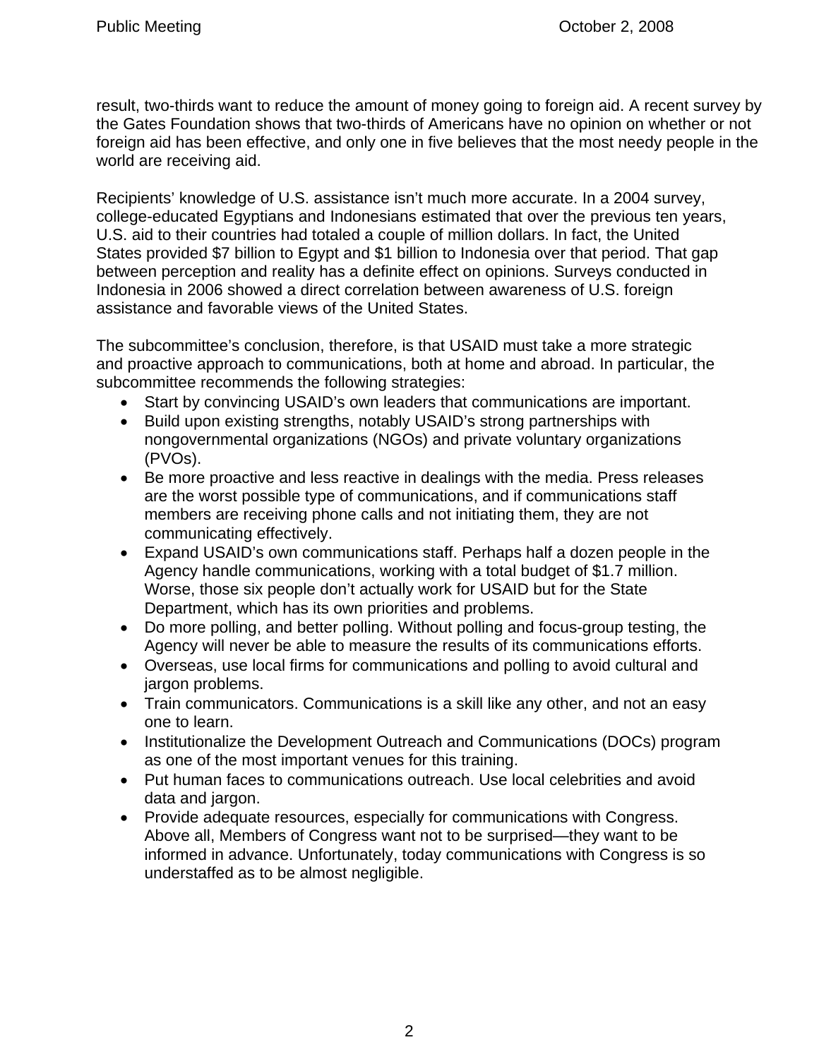result, two-thirds want to reduce the amount of money going to foreign aid. A recent survey by the Gates Foundation shows that two-thirds of Americans have no opinion on whether or not foreign aid has been effective, and only one in five believes that the most needy people in the world are receiving aid.

Recipients' knowledge of U.S. assistance isn't much more accurate. In a 2004 survey, college-educated Egyptians and Indonesians estimated that over the previous ten years, U.S. aid to their countries had totaled a couple of million dollars. In fact, the United States provided $7 billion to Egypt and $1 billion to Indonesia over that period. That gap between perception and reality has a definite effect on opinions. Surveys conducted in Indonesia in 2006 showed a direct correlation between awareness of U.S. foreign assistance and favorable views of the United States.

The subcommittee's conclusion, therefore, is that USAID must take a more strategic and proactive approach to communications, both at home and abroad. In particular, the subcommittee recommends the following strategies:

- Start by convincing USAID's own leaders that communications are important.
- Build upon existing strengths, notably USAID's strong partnerships with nongovernmental organizations (NGOs) and private voluntary organizations (PVOs).
- Be more proactive and less reactive in dealings with the media. Press releases are the worst possible type of communications, and if communications staff members are receiving phone calls and not initiating them, they are not communicating effectively.
- Expand USAID's own communications staff. Perhaps half a dozen people in the Agency handle communications, working with a total budget of $1.7 million. Worse, those six people don't actually work for USAID but for the State Department, which has its own priorities and problems.
- Do more polling, and better polling. Without polling and focus-group testing, the Agency will never be able to measure the results of its communications efforts.
- Overseas, use local firms for communications and polling to avoid cultural and jargon problems.
- Train communicators. Communications is a skill like any other, and not an easy one to learn.
- Institutionalize the Development Outreach and Communications (DOCs) program as one of the most important venues for this training.
- Put human faces to communications outreach. Use local celebrities and avoid data and jargon.
- Provide adequate resources, especially for communications with Congress. Above all, Members of Congress want not to be surprised—they want to be informed in advance. Unfortunately, today communications with Congress is so understaffed as to be almost negligible.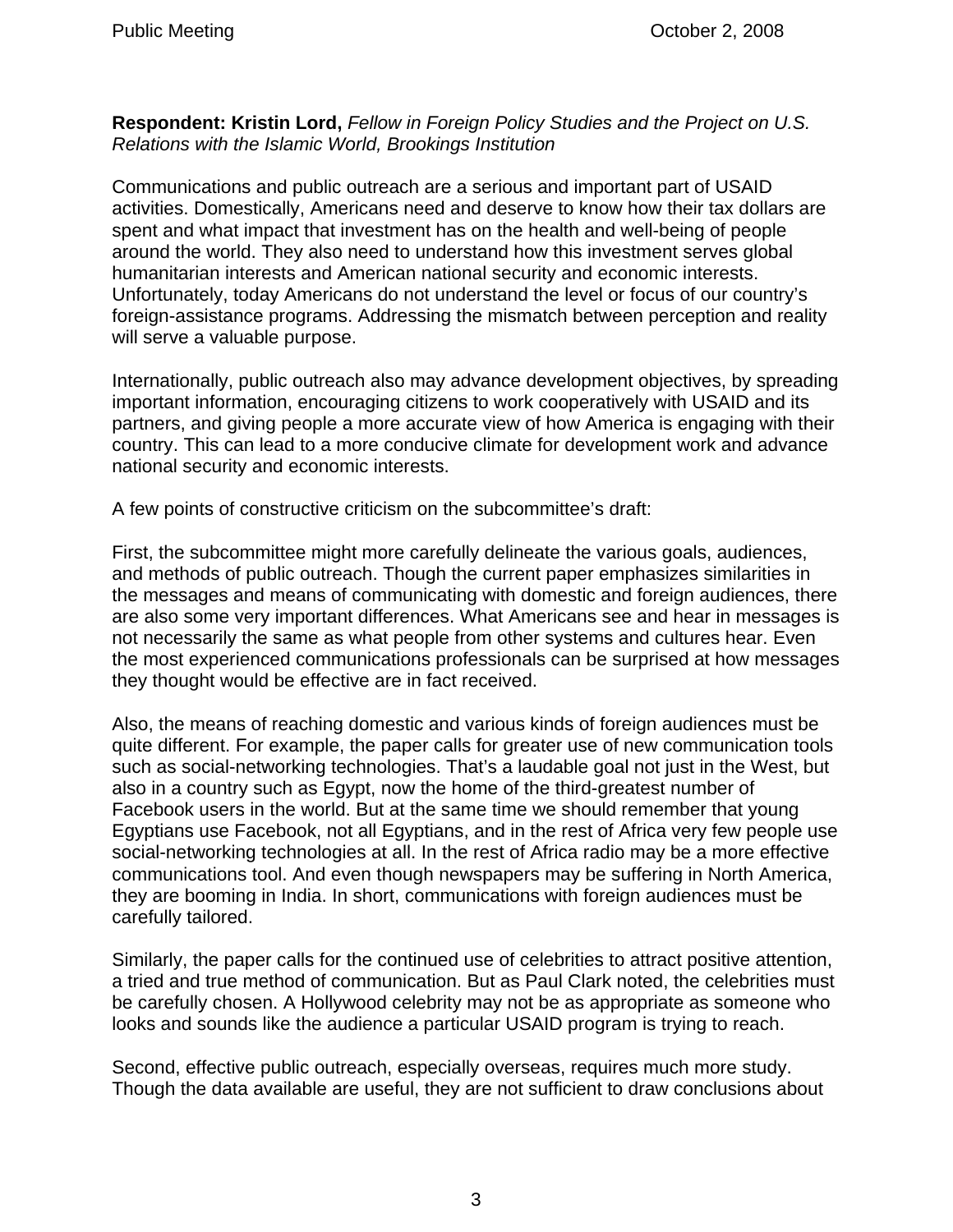**Respondent: Kristin Lord,** *Fellow in Foreign Policy Studies and the Project on U.S. Relations with the Islamic World, Brookings Institution*

Communications and public outreach are a serious and important part of USAID activities. Domestically, Americans need and deserve to know how their tax dollars are spent and what impact that investment has on the health and well-being of people around the world. They also need to understand how this investment serves global humanitarian interests and American national security and economic interests. Unfortunately, today Americans do not understand the level or focus of our country's foreign-assistance programs. Addressing the mismatch between perception and reality will serve a valuable purpose.

Internationally, public outreach also may advance development objectives, by spreading important information, encouraging citizens to work cooperatively with USAID and its partners, and giving people a more accurate view of how America is engaging with their country. This can lead to a more conducive climate for development work and advance national security and economic interests.

A few points of constructive criticism on the subcommittee's draft:

First, the subcommittee might more carefully delineate the various goals, audiences, and methods of public outreach. Though the current paper emphasizes similarities in the messages and means of communicating with domestic and foreign audiences, there are also some very important differences. What Americans see and hear in messages is not necessarily the same as what people from other systems and cultures hear. Even the most experienced communications professionals can be surprised at how messages they thought would be effective are in fact received.

Also, the means of reaching domestic and various kinds of foreign audiences must be quite different. For example, the paper calls for greater use of new communication tools such as social-networking technologies. That's a laudable goal not just in the West, but also in a country such as Egypt, now the home of the third-greatest number of Facebook users in the world. But at the same time we should remember that young Egyptians use Facebook, not all Egyptians, and in the rest of Africa very few people use social-networking technologies at all. In the rest of Africa radio may be a more effective communications tool. And even though newspapers may be suffering in North America, they are booming in India. In short, communications with foreign audiences must be carefully tailored.

Similarly, the paper calls for the continued use of celebrities to attract positive attention, a tried and true method of communication. But as Paul Clark noted, the celebrities must be carefully chosen. A Hollywood celebrity may not be as appropriate as someone who looks and sounds like the audience a particular USAID program is trying to reach.

Second, effective public outreach, especially overseas, requires much more study. Though the data available are useful, they are not sufficient to draw conclusions about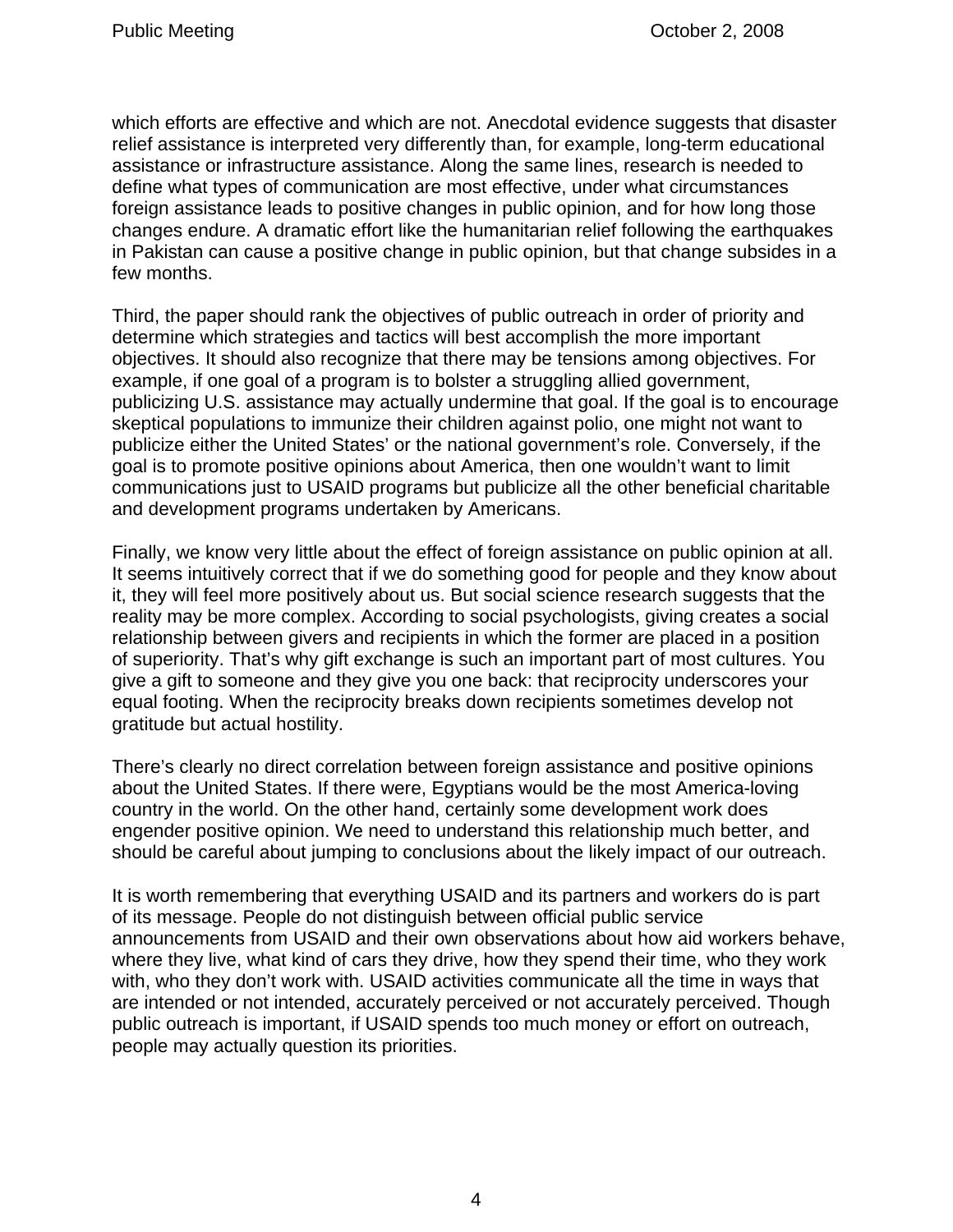which efforts are effective and which are not. Anecdotal evidence suggests that disaster relief assistance is interpreted very differently than, for example, long-term educational assistance or infrastructure assistance. Along the same lines, research is needed to define what types of communication are most effective, under what circumstances foreign assistance leads to positive changes in public opinion, and for how long those changes endure. A dramatic effort like the humanitarian relief following the earthquakes in Pakistan can cause a positive change in public opinion, but that change subsides in a few months.

Third, the paper should rank the objectives of public outreach in order of priority and determine which strategies and tactics will best accomplish the more important objectives. It should also recognize that there may be tensions among objectives. For example, if one goal of a program is to bolster a struggling allied government, publicizing U.S. assistance may actually undermine that goal. If the goal is to encourage skeptical populations to immunize their children against polio, one might not want to publicize either the United States' or the national government's role. Conversely, if the goal is to promote positive opinions about America, then one wouldn't want to limit communications just to USAID programs but publicize all the other beneficial charitable and development programs undertaken by Americans.

Finally, we know very little about the effect of foreign assistance on public opinion at all. It seems intuitively correct that if we do something good for people and they know about it, they will feel more positively about us. But social science research suggests that the reality may be more complex. According to social psychologists, giving creates a social relationship between givers and recipients in which the former are placed in a position of superiority. That's why gift exchange is such an important part of most cultures. You give a gift to someone and they give you one back: that reciprocity underscores your equal footing. When the reciprocity breaks down recipients sometimes develop not gratitude but actual hostility.

There's clearly no direct correlation between foreign assistance and positive opinions about the United States. If there were, Egyptians would be the most America-loving country in the world. On the other hand, certainly some development work does engender positive opinion. We need to understand this relationship much better, and should be careful about jumping to conclusions about the likely impact of our outreach.

It is worth remembering that everything USAID and its partners and workers do is part of its message. People do not distinguish between official public service announcements from USAID and their own observations about how aid workers behave, where they live, what kind of cars they drive, how they spend their time, who they work with, who they don't work with. USAID activities communicate all the time in ways that are intended or not intended, accurately perceived or not accurately perceived. Though public outreach is important, if USAID spends too much money or effort on outreach, people may actually question its priorities.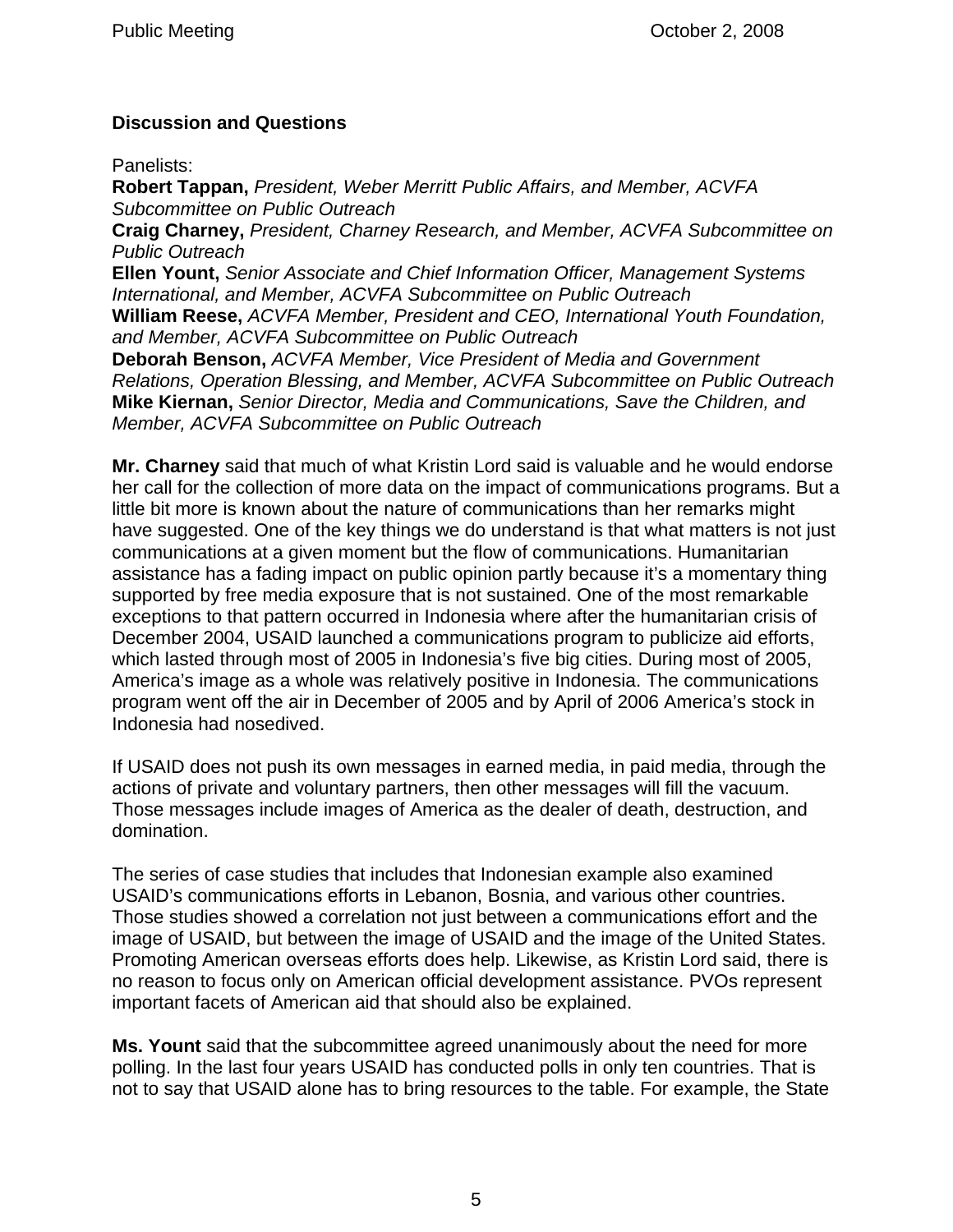### Discussion and Questions

Panelists:
**Robert Tappan,** *President, Weber Merritt Public Affairs, and Member, ACVFA Subcommittee on Public Outreach*
**Craig Charney,** *President, Charney Research, and Member, ACVFA Subcommittee on Public Outreach*
**Ellen Yount,** *Senior Associate and Chief Information Officer, Management Systems International, and Member, ACVFA Subcommittee on Public Outreach*
**William Reese,** *ACVFA Member, President and CEO, International Youth Foundation, and Member, ACVFA Subcommittee on Public Outreach*
**Deborah Benson,** *ACVFA Member, Vice President of Media and Government Relations, Operation Blessing, and Member, ACVFA Subcommittee on Public Outreach*
**Mike Kiernan,** *Senior Director, Media and Communications, Save the Children, and Member, ACVFA Subcommittee on Public Outreach*

**Mr. Charney** said that much of what Kristin Lord said is valuable and he would endorse her call for the collection of more data on the impact of communications programs. But a little bit more is known about the nature of communications than her remarks might have suggested. One of the key things we do understand is that what matters is not just communications at a given moment but the flow of communications. Humanitarian assistance has a fading impact on public opinion partly because it's a momentary thing supported by free media exposure that is not sustained. One of the most remarkable exceptions to that pattern occurred in Indonesia where after the humanitarian crisis of December 2004, USAID launched a communications program to publicize aid efforts, which lasted through most of 2005 in Indonesia's five big cities. During most of 2005, America's image as a whole was relatively positive in Indonesia. The communications program went off the air in December of 2005 and by April of 2006 America's stock in Indonesia had nosedived.

If USAID does not push its own messages in earned media, in paid media, through the actions of private and voluntary partners, then other messages will fill the vacuum. Those messages include images of America as the dealer of death, destruction, and domination.

The series of case studies that includes that Indonesian example also examined USAID's communications efforts in Lebanon, Bosnia, and various other countries. Those studies showed a correlation not just between a communications effort and the image of USAID, but between the image of USAID and the image of the United States. Promoting American overseas efforts does help. Likewise, as Kristin Lord said, there is no reason to focus only on American official development assistance. PVOs represent important facets of American aid that should also be explained.

**Ms. Yount** said that the subcommittee agreed unanimously about the need for more polling. In the last four years USAID has conducted polls in only ten countries. That is not to say that USAID alone has to bring resources to the table. For example, the State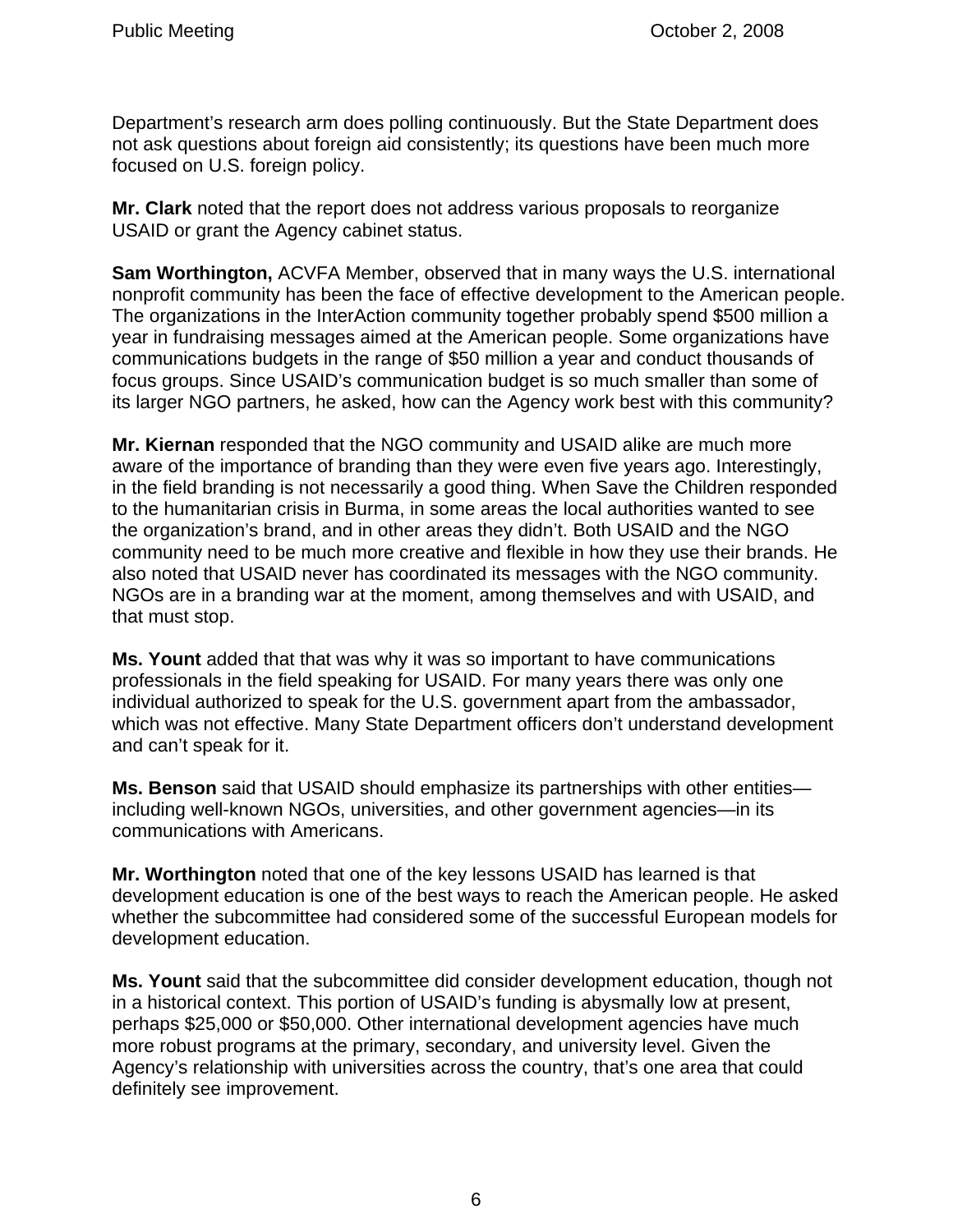Department's research arm does polling continuously. But the State Department does not ask questions about foreign aid consistently; its questions have been much more focused on U.S. foreign policy.

**Mr. Clark** noted that the report does not address various proposals to reorganize USAID or grant the Agency cabinet status.

**Sam Worthington,** ACVFA Member, observed that in many ways the U.S. international nonprofit community has been the face of effective development to the American people. The organizations in the InterAction community together probably spend $500 million a year in fundraising messages aimed at the American people. Some organizations have communications budgets in the range of $50 million a year and conduct thousands of focus groups. Since USAID's communication budget is so much smaller than some of its larger NGO partners, he asked, how can the Agency work best with this community?

**Mr. Kiernan** responded that the NGO community and USAID alike are much more aware of the importance of branding than they were even five years ago. Interestingly, in the field branding is not necessarily a good thing. When Save the Children responded to the humanitarian crisis in Burma, in some areas the local authorities wanted to see the organization's brand, and in other areas they didn't. Both USAID and the NGO community need to be much more creative and flexible in how they use their brands. He also noted that USAID never has coordinated its messages with the NGO community. NGOs are in a branding war at the moment, among themselves and with USAID, and that must stop.

**Ms. Yount** added that that was why it was so important to have communications professionals in the field speaking for USAID. For many years there was only one individual authorized to speak for the U.S. government apart from the ambassador, which was not effective. Many State Department officers don't understand development and can't speak for it.

**Ms. Benson** said that USAID should emphasize its partnerships with other entities—including well-known NGOs, universities, and other government agencies—in its communications with Americans.

**Mr. Worthington** noted that one of the key lessons USAID has learned is that development education is one of the best ways to reach the American people. He asked whether the subcommittee had considered some of the successful European models for development education.

**Ms. Yount** said that the subcommittee did consider development education, though not in a historical context. This portion of USAID's funding is abysmally low at present, perhaps $25,000 or $50,000. Other international development agencies have much more robust programs at the primary, secondary, and university level. Given the Agency's relationship with universities across the country, that's one area that could definitely see improvement.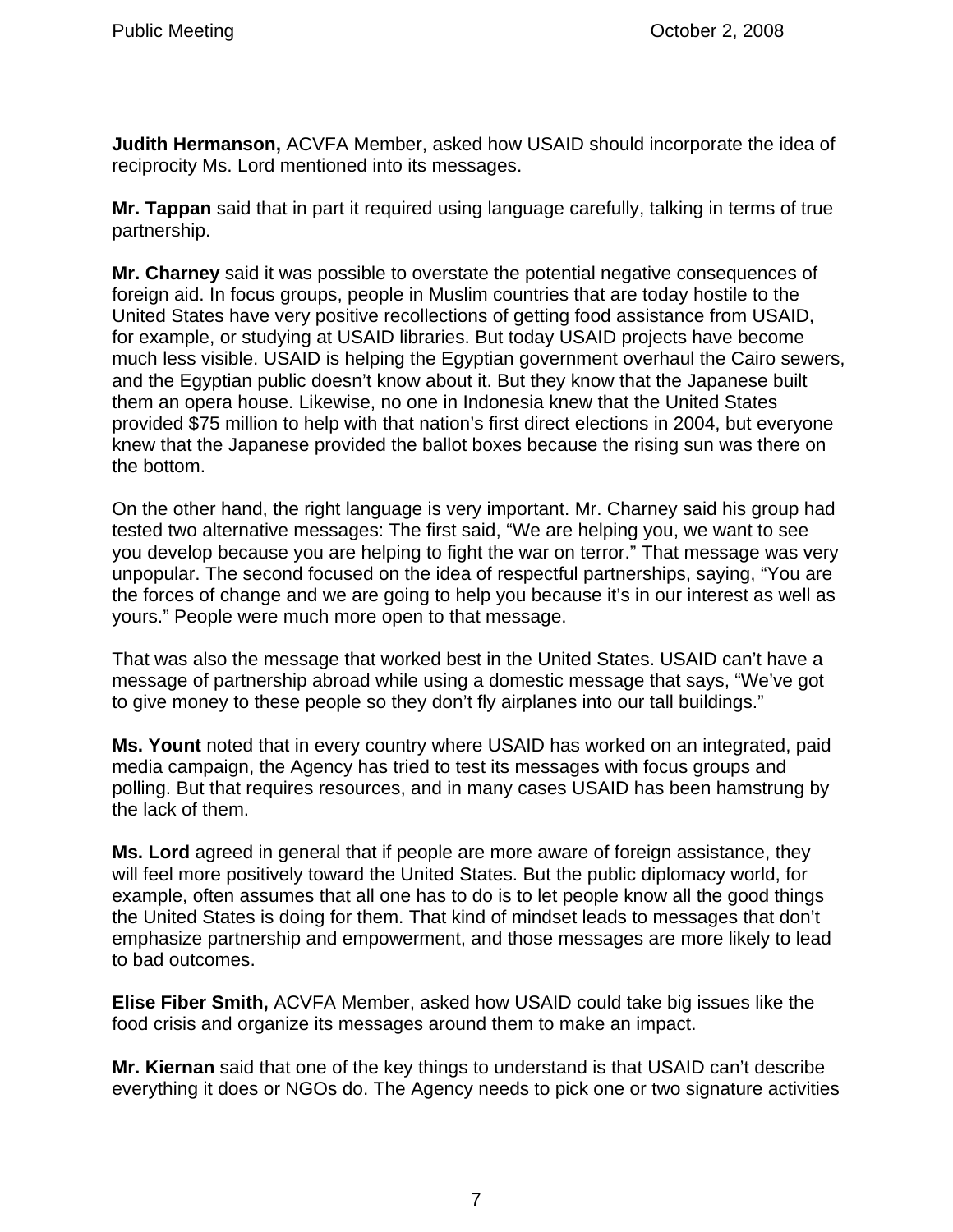**Judith Hermanson,** ACVFA Member, asked how USAID should incorporate the idea of reciprocity Ms. Lord mentioned into its messages.

**Mr. Tappan** said that in part it required using language carefully, talking in terms of true partnership.

**Mr. Charney** said it was possible to overstate the potential negative consequences of foreign aid. In focus groups, people in Muslim countries that are today hostile to the United States have very positive recollections of getting food assistance from USAID, for example, or studying at USAID libraries. But today USAID projects have become much less visible. USAID is helping the Egyptian government overhaul the Cairo sewers, and the Egyptian public doesn't know about it. But they know that the Japanese built them an opera house. Likewise, no one in Indonesia knew that the United States provided $75 million to help with that nation's first direct elections in 2004, but everyone knew that the Japanese provided the ballot boxes because the rising sun was there on the bottom.

On the other hand, the right language is very important. Mr. Charney said his group had tested two alternative messages: The first said, "We are helping you, we want to see you develop because you are helping to fight the war on terror." That message was very unpopular. The second focused on the idea of respectful partnerships, saying, "You are the forces of change and we are going to help you because it's in our interest as well as yours." People were much more open to that message.

That was also the message that worked best in the United States. USAID can't have a message of partnership abroad while using a domestic message that says, "We've got to give money to these people so they don't fly airplanes into our tall buildings."

**Ms. Yount** noted that in every country where USAID has worked on an integrated, paid media campaign, the Agency has tried to test its messages with focus groups and polling. But that requires resources, and in many cases USAID has been hamstrung by the lack of them.

**Ms. Lord** agreed in general that if people are more aware of foreign assistance, they will feel more positively toward the United States. But the public diplomacy world, for example, often assumes that all one has to do is to let people know all the good things the United States is doing for them. That kind of mindset leads to messages that don't emphasize partnership and empowerment, and those messages are more likely to lead to bad outcomes.

**Elise Fiber Smith,** ACVFA Member, asked how USAID could take big issues like the food crisis and organize its messages around them to make an impact.

**Mr. Kiernan** said that one of the key things to understand is that USAID can't describe everything it does or NGOs do. The Agency needs to pick one or two signature activities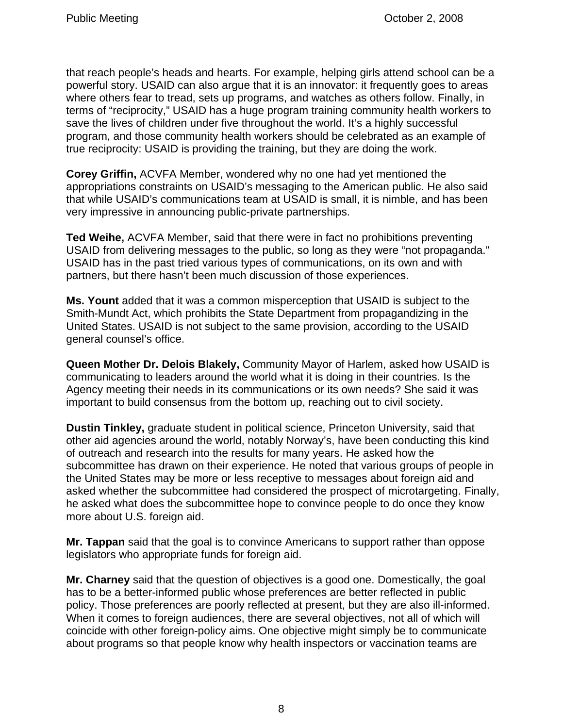that reach people's heads and hearts. For example, helping girls attend school can be a powerful story. USAID can also argue that it is an innovator: it frequently goes to areas where others fear to tread, sets up programs, and watches as others follow. Finally, in terms of "reciprocity," USAID has a huge program training community health workers to save the lives of children under five throughout the world. It's a highly successful program, and those community health workers should be celebrated as an example of true reciprocity: USAID is providing the training, but they are doing the work.

**Corey Griffin,** ACVFA Member, wondered why no one had yet mentioned the appropriations constraints on USAID's messaging to the American public. He also said that while USAID's communications team at USAID is small, it is nimble, and has been very impressive in announcing public-private partnerships.

**Ted Weihe,** ACVFA Member, said that there were in fact no prohibitions preventing USAID from delivering messages to the public, so long as they were "not propaganda." USAID has in the past tried various types of communications, on its own and with partners, but there hasn't been much discussion of those experiences.

**Ms. Yount** added that it was a common misperception that USAID is subject to the Smith-Mundt Act, which prohibits the State Department from propagandizing in the United States. USAID is not subject to the same provision, according to the USAID general counsel's office.

**Queen Mother Dr. Delois Blakely,** Community Mayor of Harlem, asked how USAID is communicating to leaders around the world what it is doing in their countries. Is the Agency meeting their needs in its communications or its own needs? She said it was important to build consensus from the bottom up, reaching out to civil society.

**Dustin Tinkley,** graduate student in political science, Princeton University, said that other aid agencies around the world, notably Norway's, have been conducting this kind of outreach and research into the results for many years. He asked how the subcommittee has drawn on their experience. He noted that various groups of people in the United States may be more or less receptive to messages about foreign aid and asked whether the subcommittee had considered the prospect of microtargeting. Finally, he asked what does the subcommittee hope to convince people to do once they know more about U.S. foreign aid.

**Mr. Tappan** said that the goal is to convince Americans to support rather than oppose legislators who appropriate funds for foreign aid.

**Mr. Charney** said that the question of objectives is a good one. Domestically, the goal has to be a better-informed public whose preferences are better reflected in public policy. Those preferences are poorly reflected at present, but they are also ill-informed. When it comes to foreign audiences, there are several objectives, not all of which will coincide with other foreign-policy aims. One objective might simply be to communicate about programs so that people know why health inspectors or vaccination teams are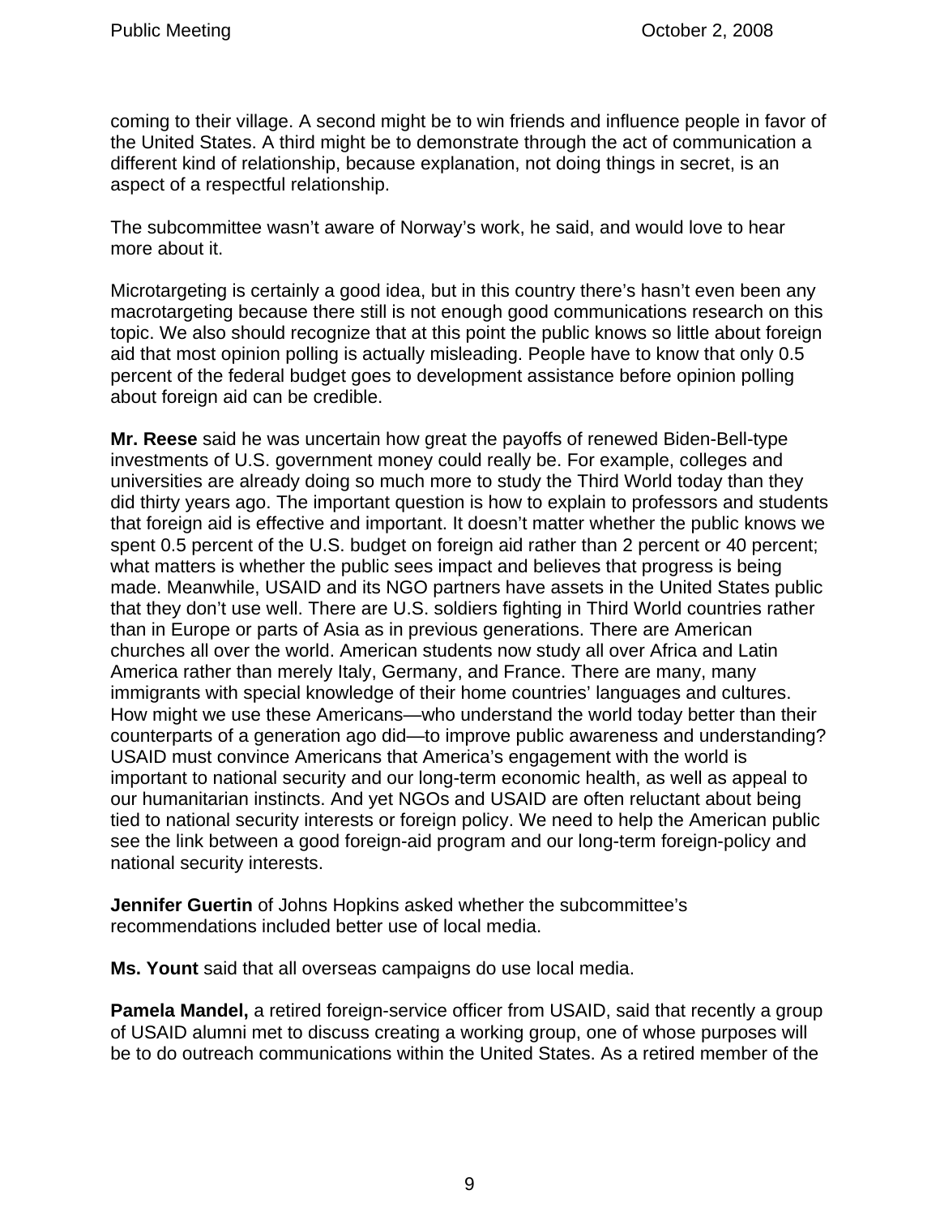coming to their village. A second might be to win friends and influence people in favor of the United States. A third might be to demonstrate through the act of communication a different kind of relationship, because explanation, not doing things in secret, is an aspect of a respectful relationship.

The subcommittee wasn't aware of Norway's work, he said, and would love to hear more about it.

Microtargeting is certainly a good idea, but in this country there's hasn't even been any macrotargeting because there still is not enough good communications research on this topic. We also should recognize that at this point the public knows so little about foreign aid that most opinion polling is actually misleading. People have to know that only 0.5 percent of the federal budget goes to development assistance before opinion polling about foreign aid can be credible.

**Mr. Reese** said he was uncertain how great the payoffs of renewed Biden-Bell-type investments of U.S. government money could really be. For example, colleges and universities are already doing so much more to study the Third World today than they did thirty years ago. The important question is how to explain to professors and students that foreign aid is effective and important. It doesn't matter whether the public knows we spent 0.5 percent of the U.S. budget on foreign aid rather than 2 percent or 40 percent; what matters is whether the public sees impact and believes that progress is being made. Meanwhile, USAID and its NGO partners have assets in the United States public that they don't use well. There are U.S. soldiers fighting in Third World countries rather than in Europe or parts of Asia as in previous generations. There are American churches all over the world. American students now study all over Africa and Latin America rather than merely Italy, Germany, and France. There are many, many immigrants with special knowledge of their home countries' languages and cultures. How might we use these Americans—who understand the world today better than their counterparts of a generation ago did—to improve public awareness and understanding? USAID must convince Americans that America's engagement with the world is important to national security and our long-term economic health, as well as appeal to our humanitarian instincts. And yet NGOs and USAID are often reluctant about being tied to national security interests or foreign policy. We need to help the American public see the link between a good foreign-aid program and our long-term foreign-policy and national security interests.

**Jennifer Guertin** of Johns Hopkins asked whether the subcommittee's recommendations included better use of local media.

**Ms. Yount** said that all overseas campaigns do use local media.

**Pamela Mandel,** a retired foreign-service officer from USAID, said that recently a group of USAID alumni met to discuss creating a working group, one of whose purposes will be to do outreach communications within the United States. As a retired member of the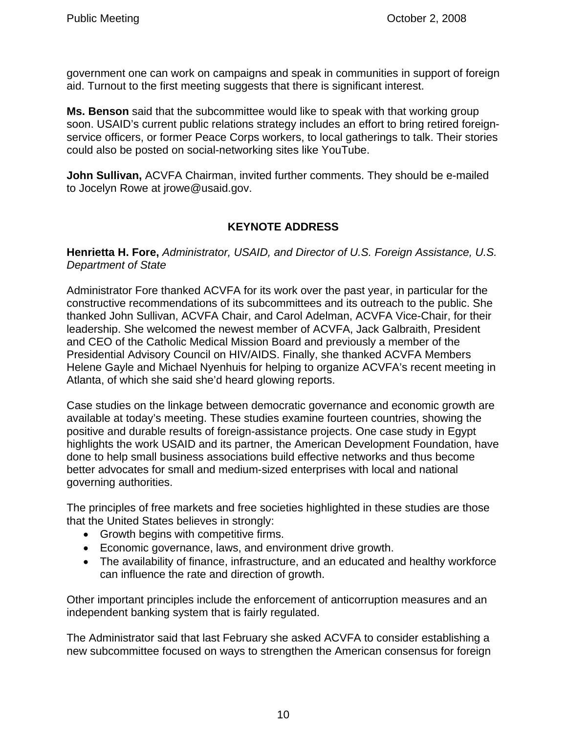government one can work on campaigns and speak in communities in support of foreign aid. Turnout to the first meeting suggests that there is significant interest.

**Ms. Benson** said that the subcommittee would like to speak with that working group soon. USAID's current public relations strategy includes an effort to bring retired foreign-service officers, or former Peace Corps workers, to local gatherings to talk. Their stories could also be posted on social-networking sites like YouTube.

**John Sullivan,** ACVFA Chairman, invited further comments. They should be e-mailed to Jocelyn Rowe at jrowe@usaid.gov.

## KEYNOTE ADDRESS

**Henrietta H. Fore,** *Administrator, USAID, and Director of U.S. Foreign Assistance, U.S. Department of State*

Administrator Fore thanked ACVFA for its work over the past year, in particular for the constructive recommendations of its subcommittees and its outreach to the public. She thanked John Sullivan, ACVFA Chair, and Carol Adelman, ACVFA Vice-Chair, for their leadership. She welcomed the newest member of ACVFA, Jack Galbraith, President and CEO of the Catholic Medical Mission Board and previously a member of the Presidential Advisory Council on HIV/AIDS. Finally, she thanked ACVFA Members Helene Gayle and Michael Nyenhuis for helping to organize ACVFA's recent meeting in Atlanta, of which she said she'd heard glowing reports.

Case studies on the linkage between democratic governance and economic growth are available at today's meeting. These studies examine fourteen countries, showing the positive and durable results of foreign-assistance projects. One case study in Egypt highlights the work USAID and its partner, the American Development Foundation, have done to help small business associations build effective networks and thus become better advocates for small and medium-sized enterprises with local and national governing authorities.

The principles of free markets and free societies highlighted in these studies are those that the United States believes in strongly:

- Growth begins with competitive firms.
- Economic governance, laws, and environment drive growth.
- The availability of finance, infrastructure, and an educated and healthy workforce can influence the rate and direction of growth.

Other important principles include the enforcement of anticorruption measures and an independent banking system that is fairly regulated.

The Administrator said that last February she asked ACVFA to consider establishing a new subcommittee focused on ways to strengthen the American consensus for foreign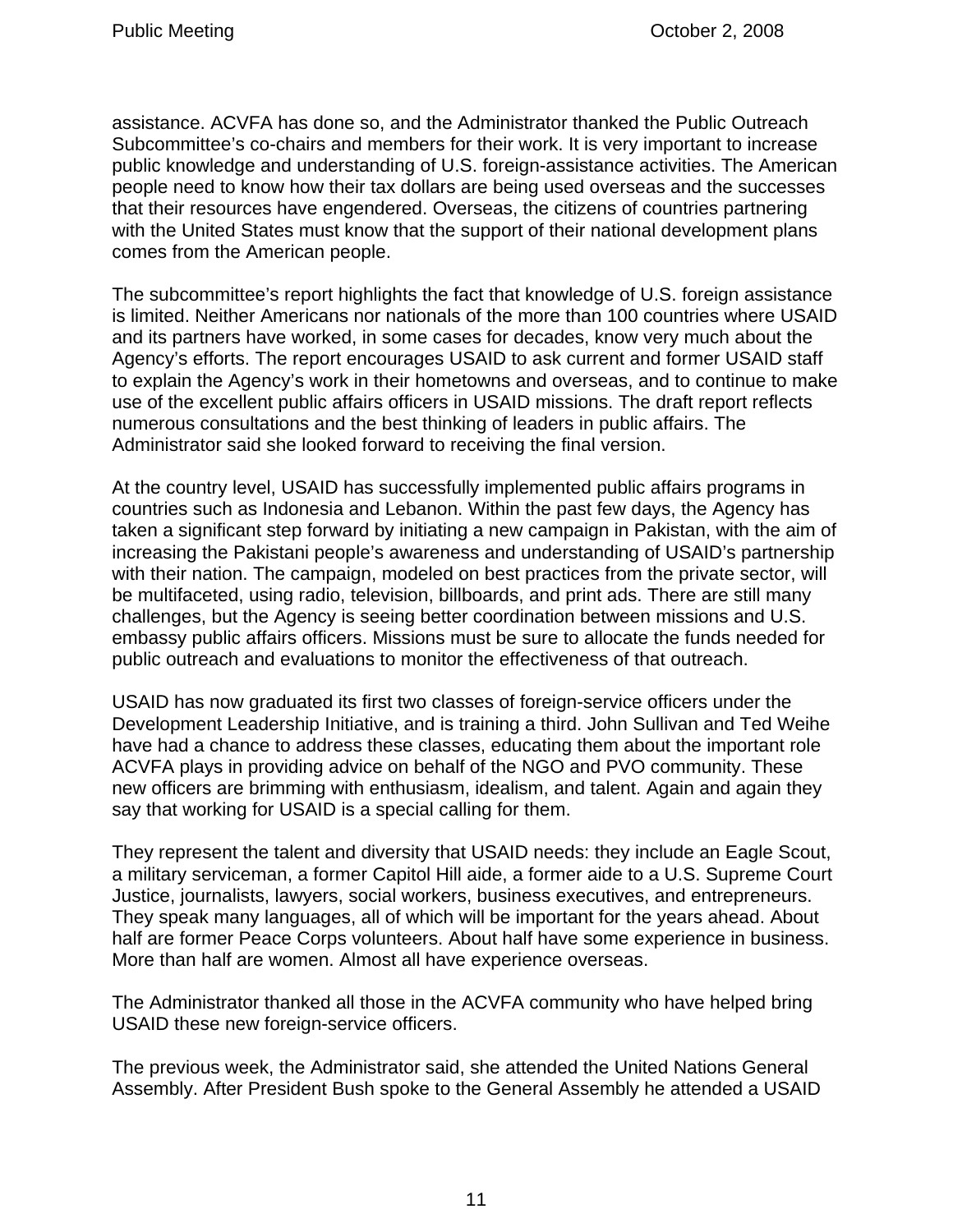assistance. ACVFA has done so, and the Administrator thanked the Public Outreach Subcommittee's co-chairs and members for their work. It is very important to increase public knowledge and understanding of U.S. foreign-assistance activities. The American people need to know how their tax dollars are being used overseas and the successes that their resources have engendered. Overseas, the citizens of countries partnering with the United States must know that the support of their national development plans comes from the American people.

The subcommittee's report highlights the fact that knowledge of U.S. foreign assistance is limited. Neither Americans nor nationals of the more than 100 countries where USAID and its partners have worked, in some cases for decades, know very much about the Agency's efforts. The report encourages USAID to ask current and former USAID staff to explain the Agency's work in their hometowns and overseas, and to continue to make use of the excellent public affairs officers in USAID missions. The draft report reflects numerous consultations and the best thinking of leaders in public affairs. The Administrator said she looked forward to receiving the final version.

At the country level, USAID has successfully implemented public affairs programs in countries such as Indonesia and Lebanon. Within the past few days, the Agency has taken a significant step forward by initiating a new campaign in Pakistan, with the aim of increasing the Pakistani people's awareness and understanding of USAID's partnership with their nation. The campaign, modeled on best practices from the private sector, will be multifaceted, using radio, television, billboards, and print ads. There are still many challenges, but the Agency is seeing better coordination between missions and U.S. embassy public affairs officers. Missions must be sure to allocate the funds needed for public outreach and evaluations to monitor the effectiveness of that outreach.

USAID has now graduated its first two classes of foreign-service officers under the Development Leadership Initiative, and is training a third. John Sullivan and Ted Weihe have had a chance to address these classes, educating them about the important role ACVFA plays in providing advice on behalf of the NGO and PVO community. These new officers are brimming with enthusiasm, idealism, and talent. Again and again they say that working for USAID is a special calling for them.

They represent the talent and diversity that USAID needs: they include an Eagle Scout, a military serviceman, a former Capitol Hill aide, a former aide to a U.S. Supreme Court Justice, journalists, lawyers, social workers, business executives, and entrepreneurs. They speak many languages, all of which will be important for the years ahead. About half are former Peace Corps volunteers. About half have some experience in business. More than half are women. Almost all have experience overseas.

The Administrator thanked all those in the ACVFA community who have helped bring USAID these new foreign-service officers.

The previous week, the Administrator said, she attended the United Nations General Assembly. After President Bush spoke to the General Assembly he attended a USAID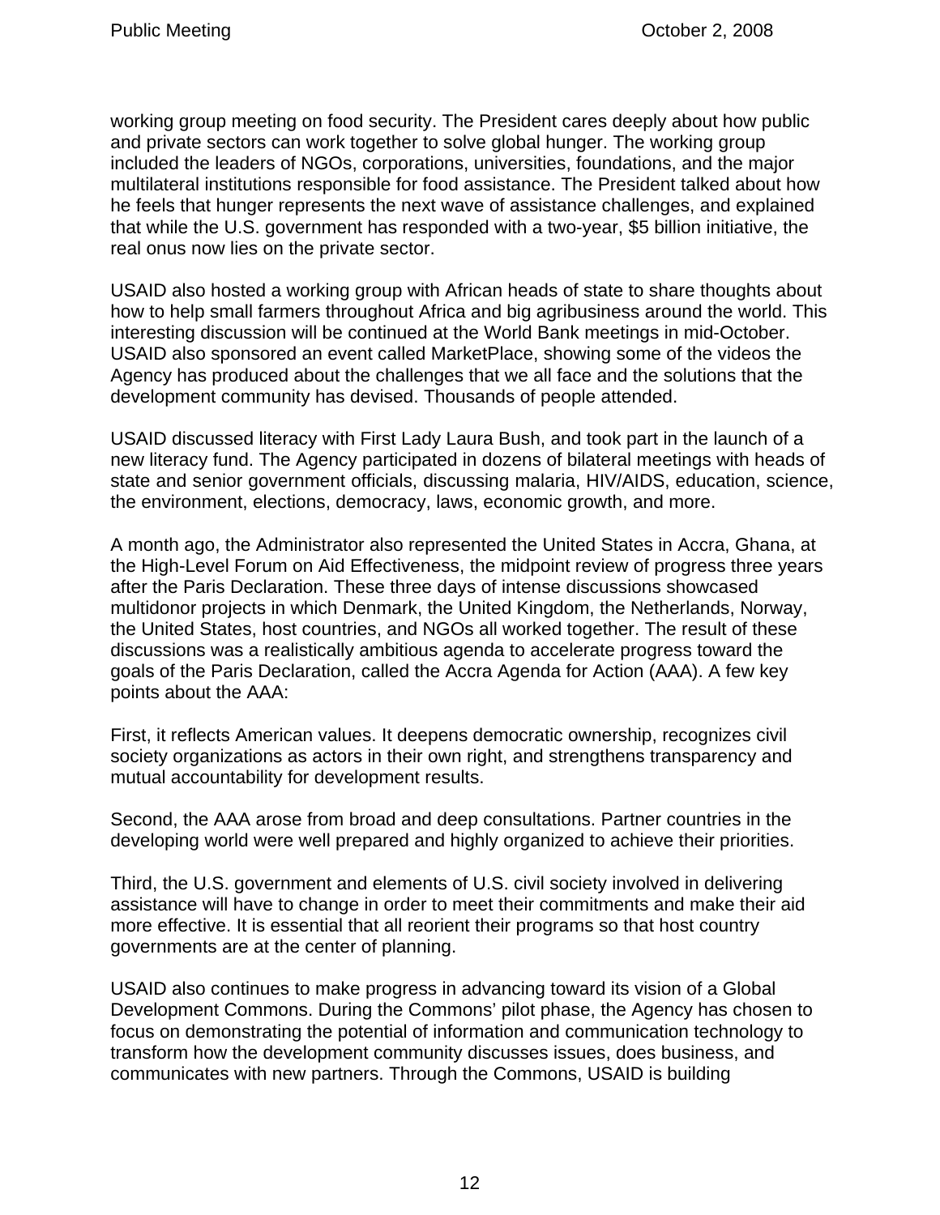working group meeting on food security. The President cares deeply about how public and private sectors can work together to solve global hunger. The working group included the leaders of NGOs, corporations, universities, foundations, and the major multilateral institutions responsible for food assistance. The President talked about how he feels that hunger represents the next wave of assistance challenges, and explained that while the U.S. government has responded with a two-year, $5 billion initiative, the real onus now lies on the private sector.

USAID also hosted a working group with African heads of state to share thoughts about how to help small farmers throughout Africa and big agribusiness around the world. This interesting discussion will be continued at the World Bank meetings in mid-October. USAID also sponsored an event called MarketPlace, showing some of the videos the Agency has produced about the challenges that we all face and the solutions that the development community has devised. Thousands of people attended.

USAID discussed literacy with First Lady Laura Bush, and took part in the launch of a new literacy fund. The Agency participated in dozens of bilateral meetings with heads of state and senior government officials, discussing malaria, HIV/AIDS, education, science, the environment, elections, democracy, laws, economic growth, and more.

A month ago, the Administrator also represented the United States in Accra, Ghana, at the High-Level Forum on Aid Effectiveness, the midpoint review of progress three years after the Paris Declaration. These three days of intense discussions showcased multidonor projects in which Denmark, the United Kingdom, the Netherlands, Norway, the United States, host countries, and NGOs all worked together. The result of these discussions was a realistically ambitious agenda to accelerate progress toward the goals of the Paris Declaration, called the Accra Agenda for Action (AAA). A few key points about the AAA:

First, it reflects American values. It deepens democratic ownership, recognizes civil society organizations as actors in their own right, and strengthens transparency and mutual accountability for development results.

Second, the AAA arose from broad and deep consultations. Partner countries in the developing world were well prepared and highly organized to achieve their priorities.

Third, the U.S. government and elements of U.S. civil society involved in delivering assistance will have to change in order to meet their commitments and make their aid more effective. It is essential that all reorient their programs so that host country governments are at the center of planning.

USAID also continues to make progress in advancing toward its vision of a Global Development Commons. During the Commons' pilot phase, the Agency has chosen to focus on demonstrating the potential of information and communication technology to transform how the development community discusses issues, does business, and communicates with new partners. Through the Commons, USAID is building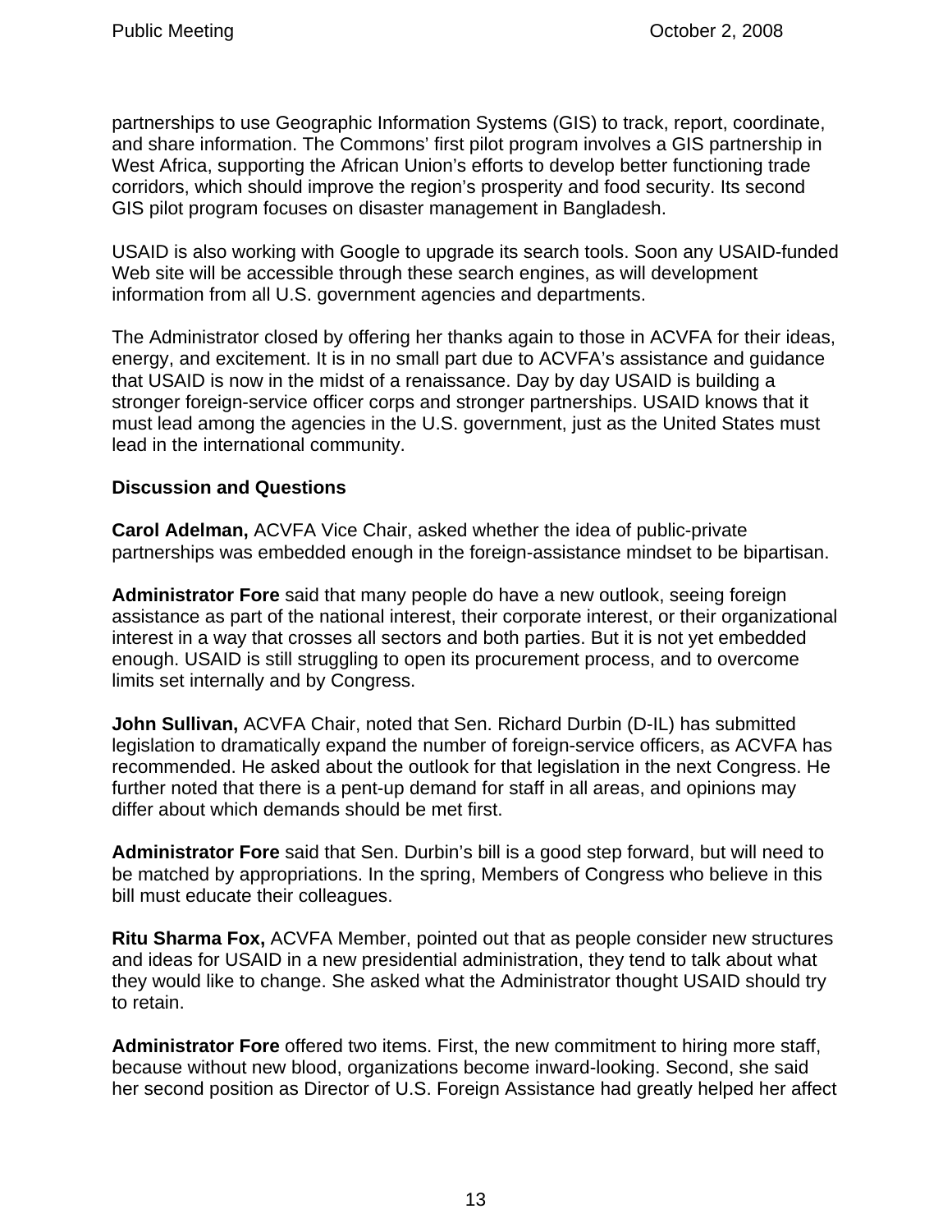partnerships to use Geographic Information Systems (GIS) to track, report, coordinate, and share information. The Commons' first pilot program involves a GIS partnership in West Africa, supporting the African Union's efforts to develop better functioning trade corridors, which should improve the region's prosperity and food security. Its second GIS pilot program focuses on disaster management in Bangladesh.

USAID is also working with Google to upgrade its search tools. Soon any USAID-funded Web site will be accessible through these search engines, as will development information from all U.S. government agencies and departments.

The Administrator closed by offering her thanks again to those in ACVFA for their ideas, energy, and excitement. It is in no small part due to ACVFA's assistance and guidance that USAID is now in the midst of a renaissance. Day by day USAID is building a stronger foreign-service officer corps and stronger partnerships. USAID knows that it must lead among the agencies in the U.S. government, just as the United States must lead in the international community.

**Discussion and Questions**

**Carol Adelman,** ACVFA Vice Chair, asked whether the idea of public-private partnerships was embedded enough in the foreign-assistance mindset to be bipartisan.

**Administrator Fore** said that many people do have a new outlook, seeing foreign assistance as part of the national interest, their corporate interest, or their organizational interest in a way that crosses all sectors and both parties. But it is not yet embedded enough. USAID is still struggling to open its procurement process, and to overcome limits set internally and by Congress.

**John Sullivan,** ACVFA Chair, noted that Sen. Richard Durbin (D-IL) has submitted legislation to dramatically expand the number of foreign-service officers, as ACVFA has recommended. He asked about the outlook for that legislation in the next Congress. He further noted that there is a pent-up demand for staff in all areas, and opinions may differ about which demands should be met first.

**Administrator Fore** said that Sen. Durbin's bill is a good step forward, but will need to be matched by appropriations. In the spring, Members of Congress who believe in this bill must educate their colleagues.

**Ritu Sharma Fox,** ACVFA Member, pointed out that as people consider new structures and ideas for USAID in a new presidential administration, they tend to talk about what they would like to change. She asked what the Administrator thought USAID should try to retain.

**Administrator Fore** offered two items. First, the new commitment to hiring more staff, because without new blood, organizations become inward-looking. Second, she said her second position as Director of U.S. Foreign Assistance had greatly helped her affect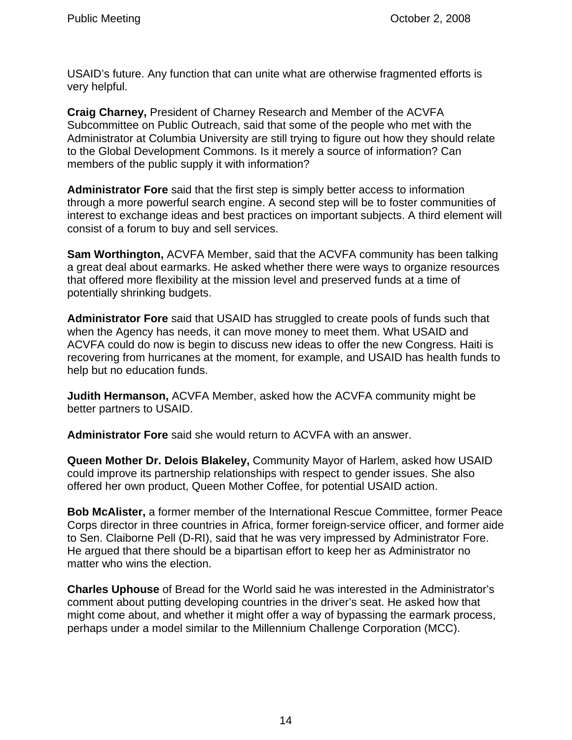USAID's future. Any function that can unite what are otherwise fragmented efforts is very helpful.

**Craig Charney,** President of Charney Research and Member of the ACVFA Subcommittee on Public Outreach, said that some of the people who met with the Administrator at Columbia University are still trying to figure out how they should relate to the Global Development Commons. Is it merely a source of information? Can members of the public supply it with information?

**Administrator Fore** said that the first step is simply better access to information through a more powerful search engine. A second step will be to foster communities of interest to exchange ideas and best practices on important subjects. A third element will consist of a forum to buy and sell services.

**Sam Worthington,** ACVFA Member, said that the ACVFA community has been talking a great deal about earmarks. He asked whether there were ways to organize resources that offered more flexibility at the mission level and preserved funds at a time of potentially shrinking budgets.

**Administrator Fore** said that USAID has struggled to create pools of funds such that when the Agency has needs, it can move money to meet them. What USAID and ACVFA could do now is begin to discuss new ideas to offer the new Congress. Haiti is recovering from hurricanes at the moment, for example, and USAID has health funds to help but no education funds.

**Judith Hermanson,** ACVFA Member, asked how the ACVFA community might be better partners to USAID.

**Administrator Fore** said she would return to ACVFA with an answer.

**Queen Mother Dr. Delois Blakeley,** Community Mayor of Harlem, asked how USAID could improve its partnership relationships with respect to gender issues. She also offered her own product, Queen Mother Coffee, for potential USAID action.

**Bob McAlister,** a former member of the International Rescue Committee, former Peace Corps director in three countries in Africa, former foreign-service officer, and former aide to Sen. Claiborne Pell (D-RI), said that he was very impressed by Administrator Fore. He argued that there should be a bipartisan effort to keep her as Administrator no matter who wins the election.

**Charles Uphouse** of Bread for the World said he was interested in the Administrator's comment about putting developing countries in the driver's seat. He asked how that might come about, and whether it might offer a way of bypassing the earmark process, perhaps under a model similar to the Millennium Challenge Corporation (MCC).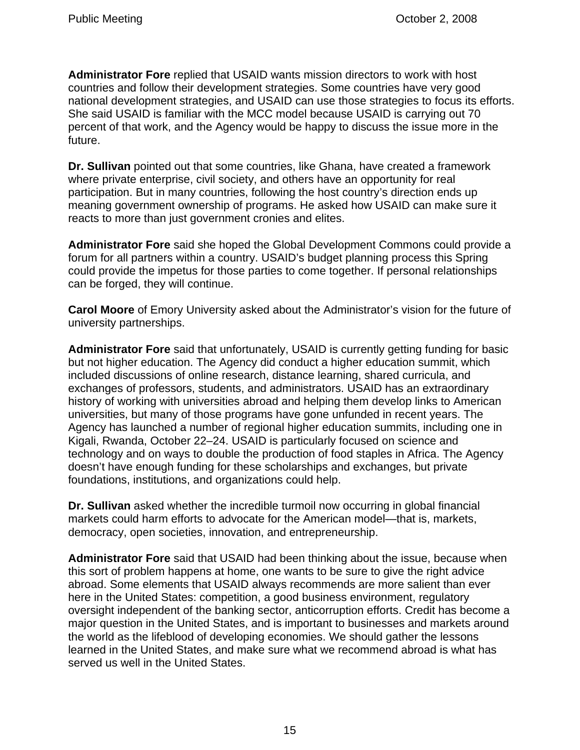**Administrator Fore** replied that USAID wants mission directors to work with host countries and follow their development strategies. Some countries have very good national development strategies, and USAID can use those strategies to focus its efforts. She said USAID is familiar with the MCC model because USAID is carrying out 70 percent of that work, and the Agency would be happy to discuss the issue more in the future.

**Dr. Sullivan** pointed out that some countries, like Ghana, have created a framework where private enterprise, civil society, and others have an opportunity for real participation. But in many countries, following the host country's direction ends up meaning government ownership of programs. He asked how USAID can make sure it reacts to more than just government cronies and elites.

**Administrator Fore** said she hoped the Global Development Commons could provide a forum for all partners within a country. USAID's budget planning process this Spring could provide the impetus for those parties to come together. If personal relationships can be forged, they will continue.

**Carol Moore** of Emory University asked about the Administrator's vision for the future of university partnerships.

**Administrator Fore** said that unfortunately, USAID is currently getting funding for basic but not higher education. The Agency did conduct a higher education summit, which included discussions of online research, distance learning, shared curricula, and exchanges of professors, students, and administrators. USAID has an extraordinary history of working with universities abroad and helping them develop links to American universities, but many of those programs have gone unfunded in recent years. The Agency has launched a number of regional higher education summits, including one in Kigali, Rwanda, October 22–24. USAID is particularly focused on science and technology and on ways to double the production of food staples in Africa. The Agency doesn't have enough funding for these scholarships and exchanges, but private foundations, institutions, and organizations could help.

**Dr. Sullivan** asked whether the incredible turmoil now occurring in global financial markets could harm efforts to advocate for the American model—that is, markets, democracy, open societies, innovation, and entrepreneurship.

**Administrator Fore** said that USAID had been thinking about the issue, because when this sort of problem happens at home, one wants to be sure to give the right advice abroad. Some elements that USAID always recommends are more salient than ever here in the United States: competition, a good business environment, regulatory oversight independent of the banking sector, anticorruption efforts. Credit has become a major question in the United States, and is important to businesses and markets around the world as the lifeblood of developing economies. We should gather the lessons learned in the United States, and make sure what we recommend abroad is what has served us well in the United States.